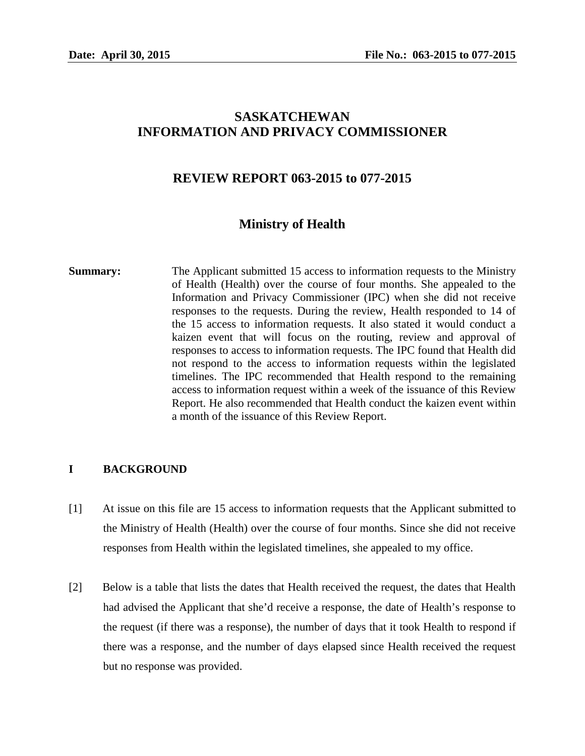**Date: April 30, 2015** **File No.: 063-2015 to 077-2015**

# SASKATCHEWAN
# INFORMATION AND PRIVACY COMMISSIONER

## REVIEW REPORT 063-2015 to 077-2015

## Ministry of Health

**Summary:** The Applicant submitted 15 access to information requests to the Ministry of Health (Health) over the course of four months. She appealed to the Information and Privacy Commissioner (IPC) when she did not receive responses to the requests. During the review, Health responded to 14 of the 15 access to information requests. It also stated it would conduct a kaizen event that will focus on the routing, review and approval of responses to access to information requests. The IPC found that Health did not respond to the access to information requests within the legislated timelines. The IPC recommended that Health respond to the remaining access to information request within a week of the issuance of this Review Report. He also recommended that Health conduct the kaizen event within a month of the issuance of this Review Report.

## I BACKGROUND

[1] At issue on this file are 15 access to information requests that the Applicant submitted to the Ministry of Health (Health) over the course of four months. Since she did not receive responses from Health within the legislated timelines, she appealed to my office.

[2] Below is a table that lists the dates that Health received the request, the dates that Health had advised the Applicant that she'd receive a response, the date of Health's response to the request (if there was a response), the number of days that it took Health to respond if there was a response, and the number of days elapsed since Health received the request but no response was provided.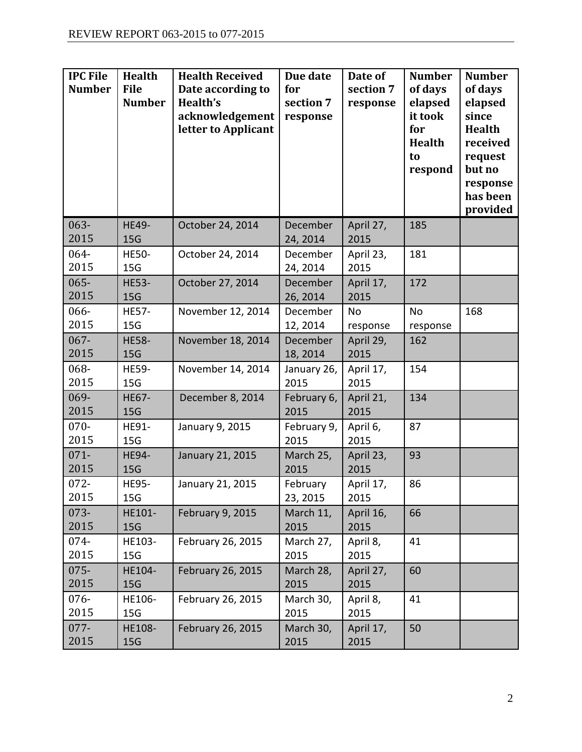| IPC File Number | Health File Number | Health Received Date according to Health's acknowledgement letter to Applicant | Due date for section 7 response | Date of section 7 response | Number of days elapsed it took for Health to respond | Number of days elapsed since Health received request but no response has been provided |
|---|---|---|---|---|---|---|
| 063-2015 | HE49-15G | October 24, 2014 | December 24, 2014 | April 27, 2015 | 185 | |
| 064-2015 | HE50-15G | October 24, 2014 | December 24, 2014 | April 23, 2015 | 181 | |
| 065-2015 | HE53-15G | October 27, 2014 | December 26, 2014 | April 17, 2015 | 172 | |
| 066-2015 | HE57-15G | November 12, 2014 | December 12, 2014 | No response | No response | 168 |
| 067-2015 | HE58-15G | November 18, 2014 | December 18, 2014 | April 29, 2015 | 162 | |
| 068-2015 | HE59-15G | November 14, 2014 | January 26, 2015 | April 17, 2015 | 154 | |
| 069-2015 | HE67-15G | December 8, 2014 | February 6, 2015 | April 21, 2015 | 134 | |
| 070-2015 | HE91-15G | January 9, 2015 | February 9, 2015 | April 6, 2015 | 87 | |
| 071-2015 | HE94-15G | January 21, 2015 | March 25, 2015 | April 23, 2015 | 93 | |
| 072-2015 | HE95-15G | January 21, 2015 | February 23, 2015 | April 17, 2015 | 86 | |
| 073-2015 | HE101-15G | February 9, 2015 | March 11, 2015 | April 16, 2015 | 66 | |
| 074-2015 | HE103-15G | February 26, 2015 | March 27, 2015 | April 8, 2015 | 41 | |
| 075-2015 | HE104-15G | February 26, 2015 | March 28, 2015 | April 27, 2015 | 60 | |
| 076-2015 | HE106-15G | February 26, 2015 | March 30, 2015 | April 8, 2015 | 41 | |
| 077-2015 | HE108-15G | February 26, 2015 | March 30, 2015 | April 17, 2015 | 50 | |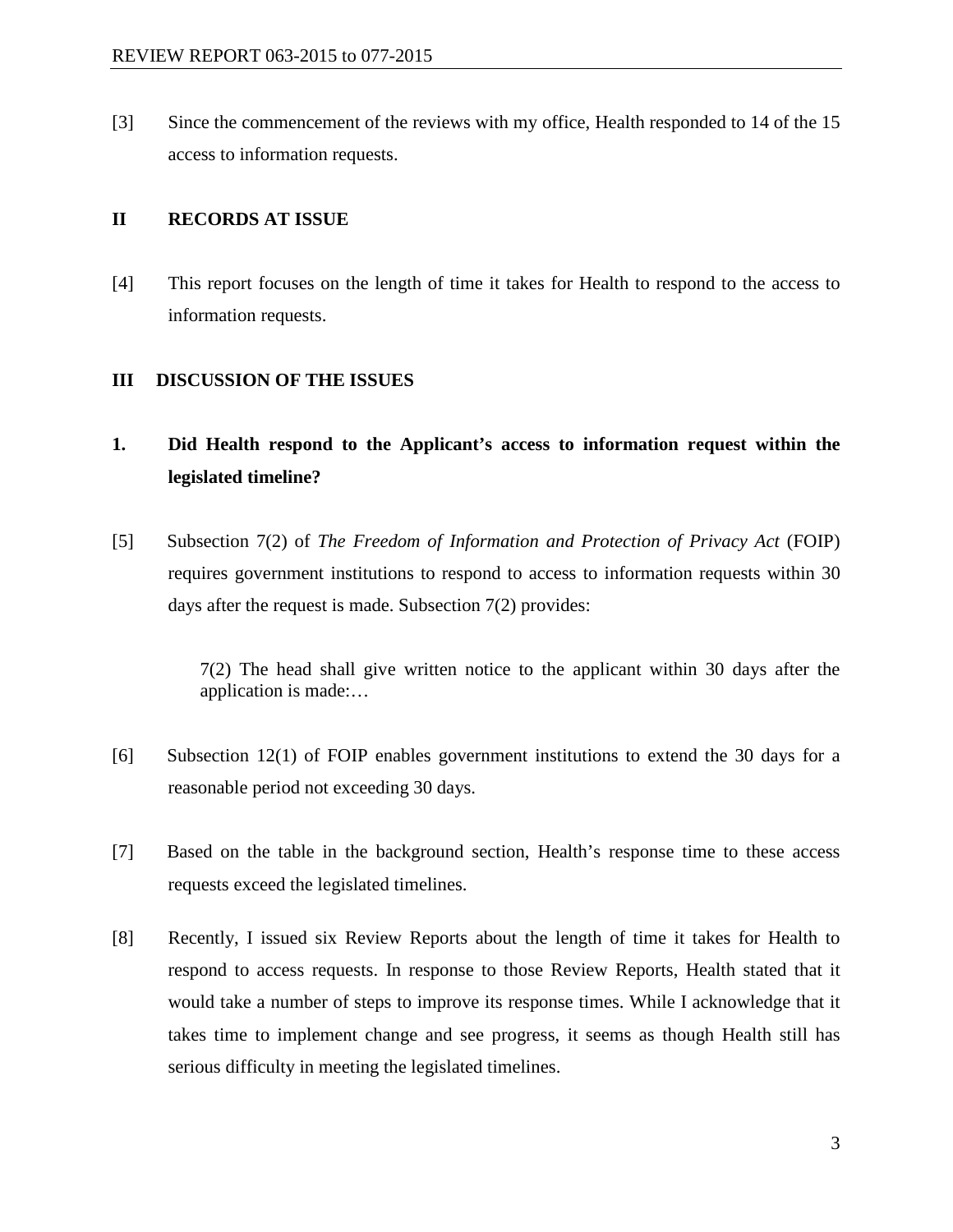[3] Since the commencement of the reviews with my office, Health responded to 14 of the 15 access to information requests.

## II RECORDS AT ISSUE

[4] This report focuses on the length of time it takes for Health to respond to the access to information requests.

## III DISCUSSION OF THE ISSUES

### 1. Did Health respond to the Applicant's access to information request within the legislated timeline?

[5] Subsection 7(2) of *The Freedom of Information and Protection of Privacy Act* (FOIP) requires government institutions to respond to access to information requests within 30 days after the request is made. Subsection 7(2) provides:

> 7(2) The head shall give written notice to the applicant within 30 days after the application is made:…

[6] Subsection 12(1) of FOIP enables government institutions to extend the 30 days for a reasonable period not exceeding 30 days.

[7] Based on the table in the background section, Health's response time to these access requests exceed the legislated timelines.

[8] Recently, I issued six Review Reports about the length of time it takes for Health to respond to access requests. In response to those Review Reports, Health stated that it would take a number of steps to improve its response times. While I acknowledge that it takes time to implement change and see progress, it seems as though Health still has serious difficulty in meeting the legislated timelines.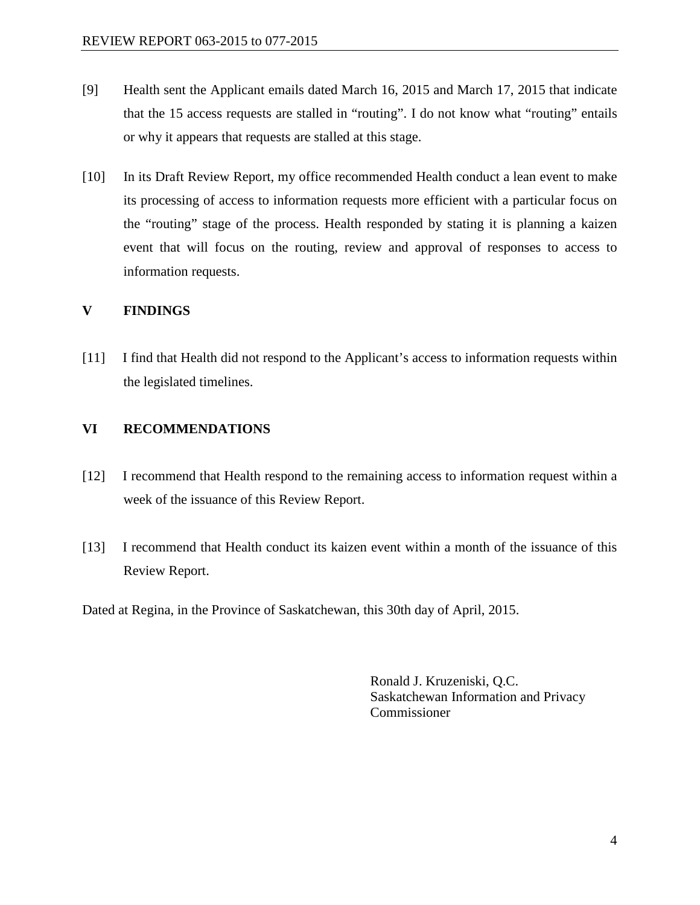[9] Health sent the Applicant emails dated March 16, 2015 and March 17, 2015 that indicate that the 15 access requests are stalled in "routing". I do not know what "routing" entails or why it appears that requests are stalled at this stage.

[10] In its Draft Review Report, my office recommended Health conduct a lean event to make its processing of access to information requests more efficient with a particular focus on the "routing" stage of the process. Health responded by stating it is planning a kaizen event that will focus on the routing, review and approval of responses to access to information requests.

## V FINDINGS

[11] I find that Health did not respond to the Applicant's access to information requests within the legislated timelines.

## VI RECOMMENDATIONS

[12] I recommend that Health respond to the remaining access to information request within a week of the issuance of this Review Report.

[13] I recommend that Health conduct its kaizen event within a month of the issuance of this Review Report.

Dated at Regina, in the Province of Saskatchewan, this 30th day of April, 2015.

Ronald J. Kruzeniski, Q.C.
Saskatchewan Information and Privacy Commissioner